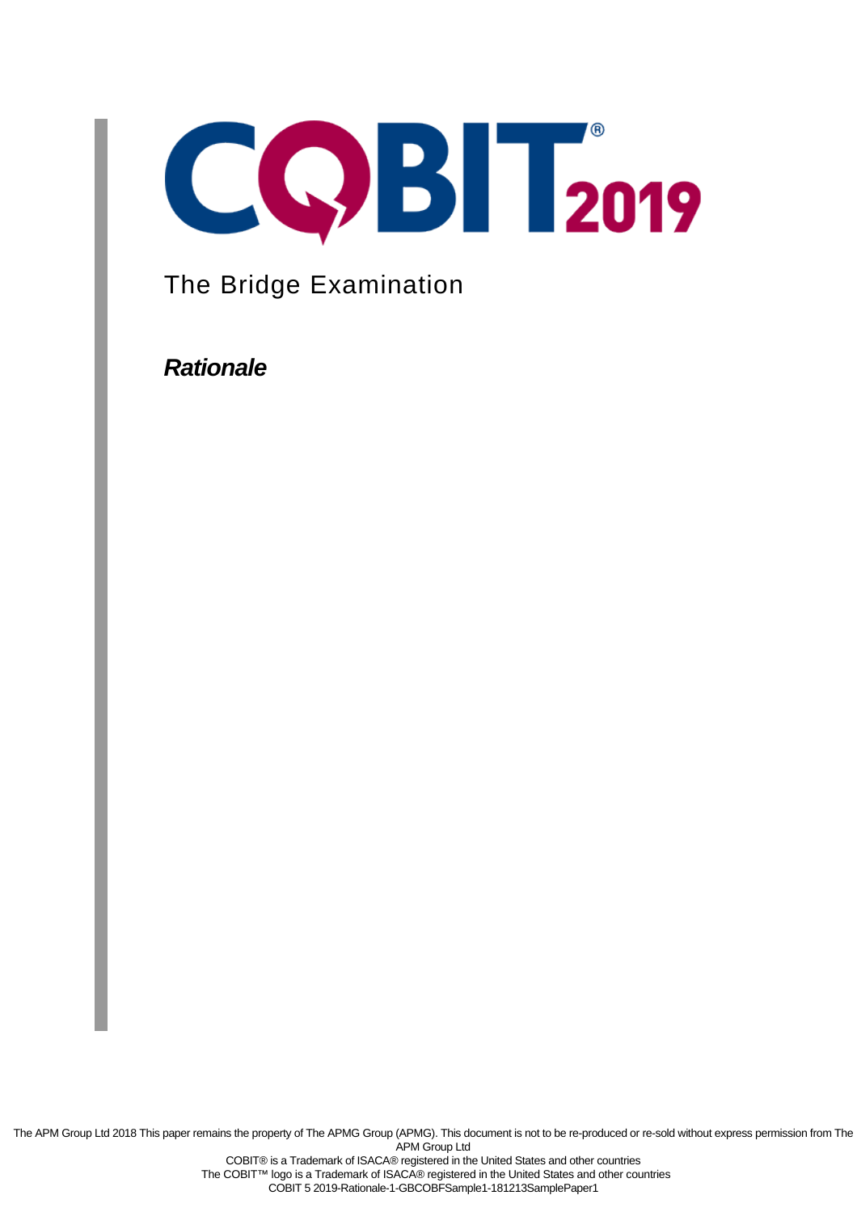# COBIT 2019

## The Bridge Examination

***Rationale***

The APM Group Ltd 2018 This paper remains the property of The APMG Group (APMG). This document is not to be re-produced or re-sold without express permission from The APM Group Ltd

COBIT® is a Trademark of ISACA® registered in the United States and other countries

The COBIT™ logo is a Trademark of ISACA® registered in the United States and other countries

COBIT 5 2019-Rationale-1-GBCOBFSample1-181213SamplePaper1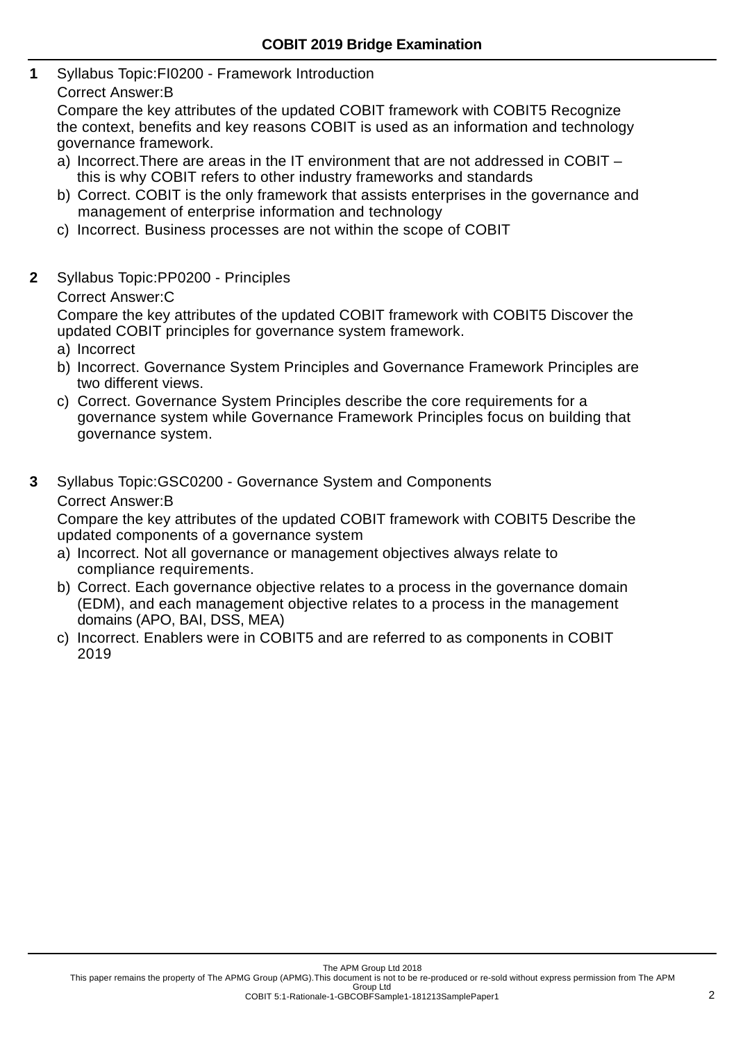## COBIT 2019 Bridge Examination

**1** Syllabus Topic:FI0200 - Framework Introduction

Correct Answer:B

Compare the key attributes of the updated COBIT framework with COBIT5 Recognize the context, benefits and key reasons COBIT is used as an information and technology governance framework.

a) Incorrect.There are areas in the IT environment that are not addressed in COBIT – this is why COBIT refers to other industry frameworks and standards
b) Correct. COBIT is the only framework that assists enterprises in the governance and management of enterprise information and technology
c) Incorrect. Business processes are not within the scope of COBIT

**2** Syllabus Topic:PP0200 - Principles

Correct Answer:C

Compare the key attributes of the updated COBIT framework with COBIT5 Discover the updated COBIT principles for governance system framework.

a) Incorrect
b) Incorrect. Governance System Principles and Governance Framework Principles are two different views.
c) Correct. Governance System Principles describe the core requirements for a governance system while Governance Framework Principles focus on building that governance system.

**3** Syllabus Topic:GSC0200 - Governance System and Components

Correct Answer:B

Compare the key attributes of the updated COBIT framework with COBIT5 Describe the updated components of a governance system

a) Incorrect. Not all governance or management objectives always relate to compliance requirements.
b) Correct. Each governance objective relates to a process in the governance domain (EDM), and each management objective relates to a process in the management domains (APO, BAI, DSS, MEA)
c) Incorrect. Enablers were in COBIT5 and are referred to as components in COBIT 2019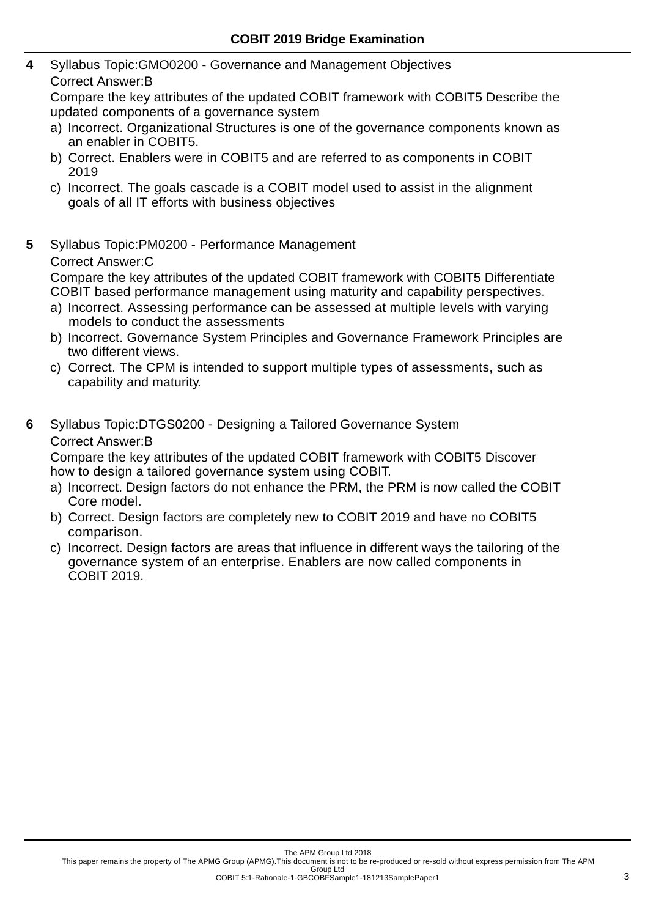**4** Syllabus Topic:GMO0200 - Governance and Management Objectives

Correct Answer:B

Compare the key attributes of the updated COBIT framework with COBIT5 Describe the updated components of a governance system

a) Incorrect. Organizational Structures is one of the governance components known as an enabler in COBIT5.

b) Correct. Enablers were in COBIT5 and are referred to as components in COBIT 2019

c) Incorrect. The goals cascade is a COBIT model used to assist in the alignment goals of all IT efforts with business objectives

**5** Syllabus Topic:PM0200 - Performance Management

Correct Answer:C

Compare the key attributes of the updated COBIT framework with COBIT5 Differentiate COBIT based performance management using maturity and capability perspectives.

a) Incorrect. Assessing performance can be assessed at multiple levels with varying models to conduct the assessments

b) Incorrect. Governance System Principles and Governance Framework Principles are two different views.

c) Correct. The CPM is intended to support multiple types of assessments, such as capability and maturity.

**6** Syllabus Topic:DTGS0200 - Designing a Tailored Governance System

Correct Answer:B

Compare the key attributes of the updated COBIT framework with COBIT5 Discover how to design a tailored governance system using COBIT.

a) Incorrect. Design factors do not enhance the PRM, the PRM is now called the COBIT Core model.

b) Correct. Design factors are completely new to COBIT 2019 and have no COBIT5 comparison.

c) Incorrect. Design factors are areas that influence in different ways the tailoring of the governance system of an enterprise. Enablers are now called components in COBIT 2019.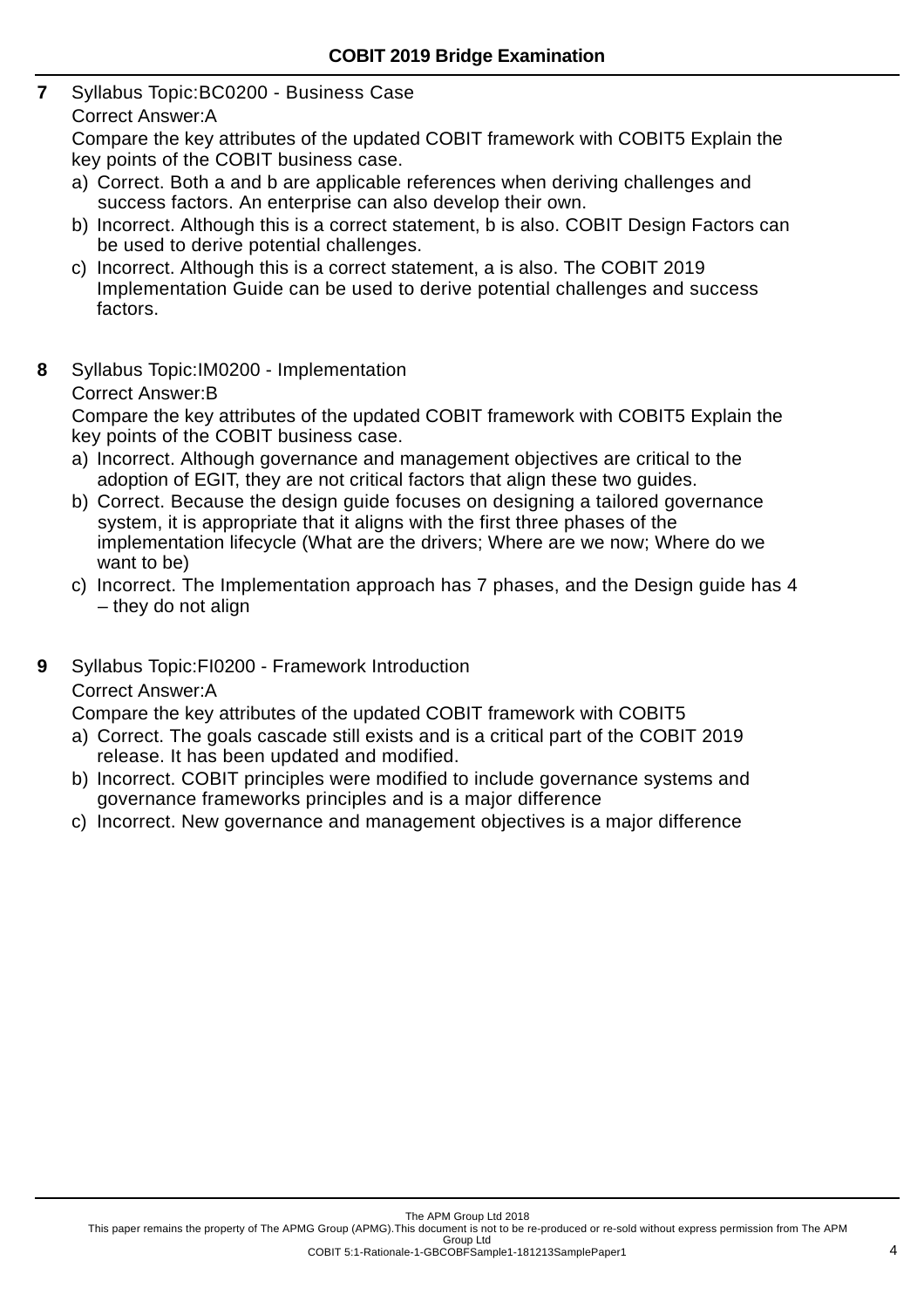**7** Syllabus Topic:BC0200 - Business Case

Correct Answer:A

Compare the key attributes of the updated COBIT framework with COBIT5 Explain the key points of the COBIT business case.

a) Correct. Both a and b are applicable references when deriving challenges and success factors. An enterprise can also develop their own.
b) Incorrect. Although this is a correct statement, b is also. COBIT Design Factors can be used to derive potential challenges.
c) Incorrect. Although this is a correct statement, a is also. The COBIT 2019 Implementation Guide can be used to derive potential challenges and success factors.

**8** Syllabus Topic:IM0200 - Implementation

Correct Answer:B

Compare the key attributes of the updated COBIT framework with COBIT5 Explain the key points of the COBIT business case.

a) Incorrect. Although governance and management objectives are critical to the adoption of EGIT, they are not critical factors that align these two guides.
b) Correct. Because the design guide focuses on designing a tailored governance system, it is appropriate that it aligns with the first three phases of the implementation lifecycle (What are the drivers; Where are we now; Where do we want to be)
c) Incorrect. The Implementation approach has 7 phases, and the Design guide has 4 – they do not align

**9** Syllabus Topic:FI0200 - Framework Introduction

Correct Answer:A

Compare the key attributes of the updated COBIT framework with COBIT5

a) Correct. The goals cascade still exists and is a critical part of the COBIT 2019 release. It has been updated and modified.
b) Incorrect. COBIT principles were modified to include governance systems and governance frameworks principles and is a major difference
c) Incorrect. New governance and management objectives is a major difference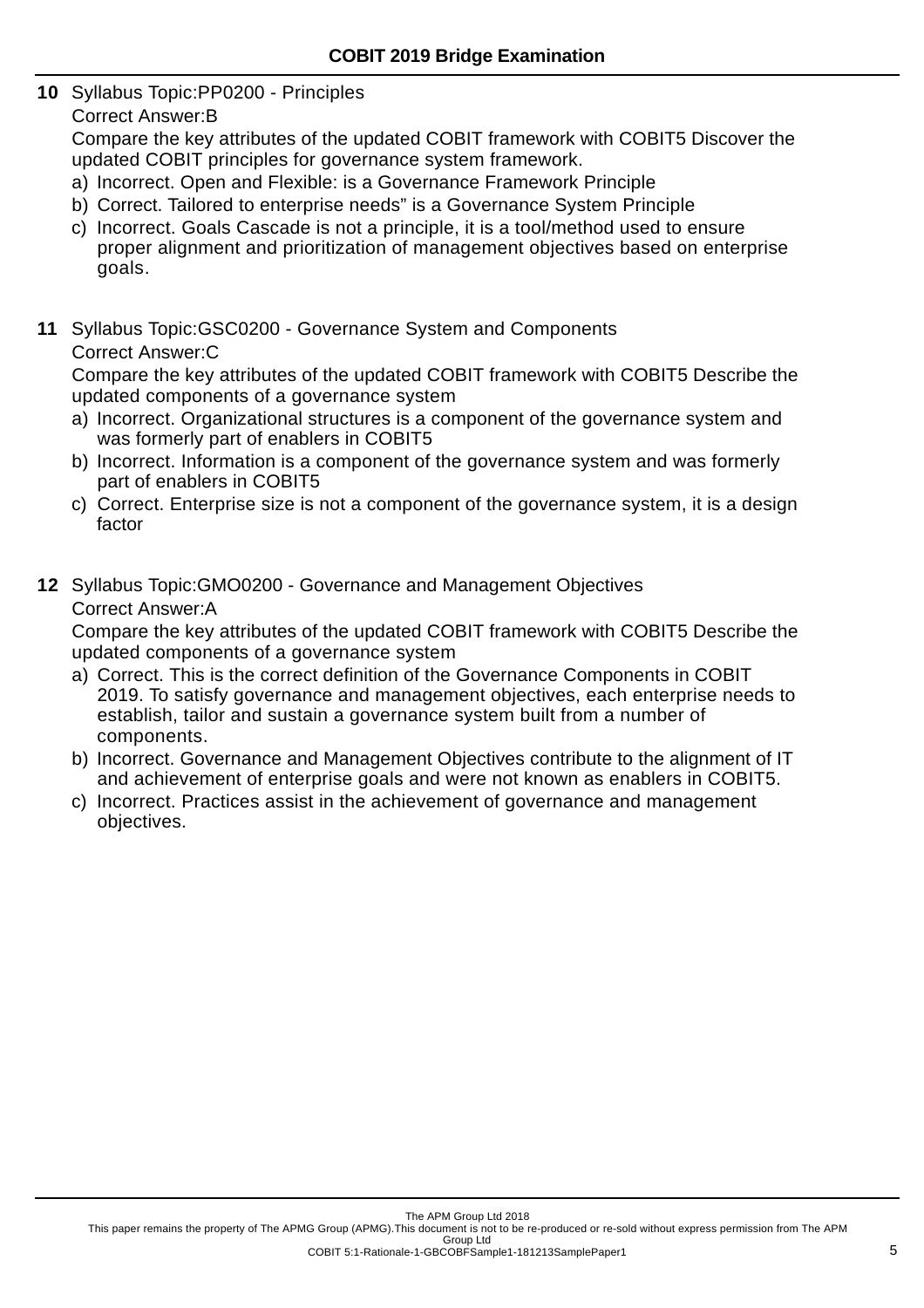**10** Syllabus Topic:PP0200 - Principles

Correct Answer:B

Compare the key attributes of the updated COBIT framework with COBIT5 Discover the updated COBIT principles for governance system framework.

a) Incorrect. Open and Flexible: is a Governance Framework Principle
b) Correct. Tailored to enterprise needs” is a Governance System Principle
c) Incorrect. Goals Cascade is not a principle, it is a tool/method used to ensure proper alignment and prioritization of management objectives based on enterprise goals.

**11** Syllabus Topic:GSC0200 - Governance System and Components

Correct Answer:C

Compare the key attributes of the updated COBIT framework with COBIT5 Describe the updated components of a governance system

a) Incorrect. Organizational structures is a component of the governance system and was formerly part of enablers in COBIT5
b) Incorrect. Information is a component of the governance system and was formerly part of enablers in COBIT5
c) Correct. Enterprise size is not a component of the governance system, it is a design factor

**12** Syllabus Topic:GMO0200 - Governance and Management Objectives

Correct Answer:A

Compare the key attributes of the updated COBIT framework with COBIT5 Describe the updated components of a governance system

a) Correct. This is the correct definition of the Governance Components in COBIT 2019. To satisfy governance and management objectives, each enterprise needs to establish, tailor and sustain a governance system built from a number of components.
b) Incorrect. Governance and Management Objectives contribute to the alignment of IT and achievement of enterprise goals and were not known as enablers in COBIT5.
c) Incorrect. Practices assist in the achievement of governance and management objectives.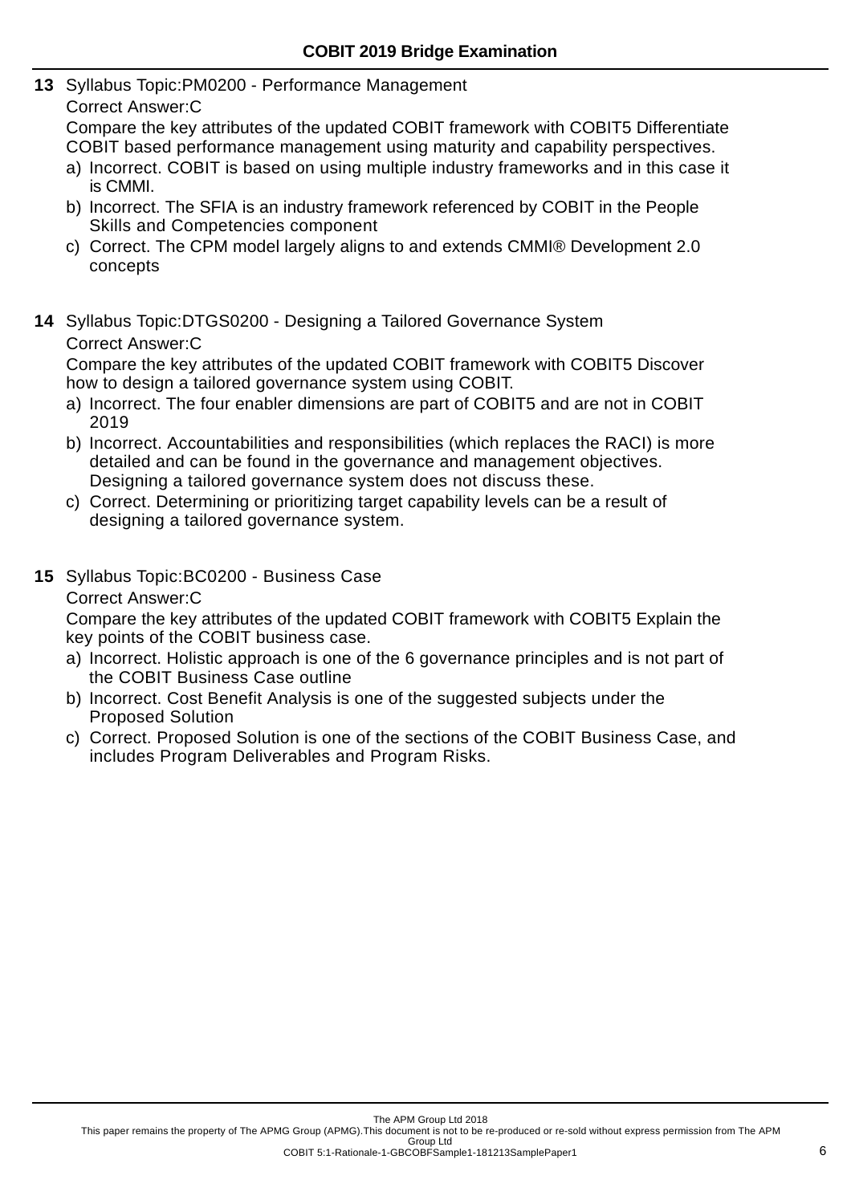**13** Syllabus Topic:PM0200 - Performance Management

Correct Answer:C

Compare the key attributes of the updated COBIT framework with COBIT5 Differentiate COBIT based performance management using maturity and capability perspectives.

a) Incorrect. COBIT is based on using multiple industry frameworks and in this case it is CMMI.

b) Incorrect. The SFIA is an industry framework referenced by COBIT in the People Skills and Competencies component

c) Correct. The CPM model largely aligns to and extends CMMI® Development 2.0 concepts

**14** Syllabus Topic:DTGS0200 - Designing a Tailored Governance System

Correct Answer:C

Compare the key attributes of the updated COBIT framework with COBIT5 Discover how to design a tailored governance system using COBIT.

a) Incorrect. The four enabler dimensions are part of COBIT5 and are not in COBIT 2019

b) Incorrect. Accountabilities and responsibilities (which replaces the RACI) is more detailed and can be found in the governance and management objectives. Designing a tailored governance system does not discuss these.

c) Correct. Determining or prioritizing target capability levels can be a result of designing a tailored governance system.

**15** Syllabus Topic:BC0200 - Business Case

Correct Answer:C

Compare the key attributes of the updated COBIT framework with COBIT5 Explain the key points of the COBIT business case.

a) Incorrect. Holistic approach is one of the 6 governance principles and is not part of the COBIT Business Case outline

b) Incorrect. Cost Benefit Analysis is one of the suggested subjects under the Proposed Solution

c) Correct. Proposed Solution is one of the sections of the COBIT Business Case, and includes Program Deliverables and Program Risks.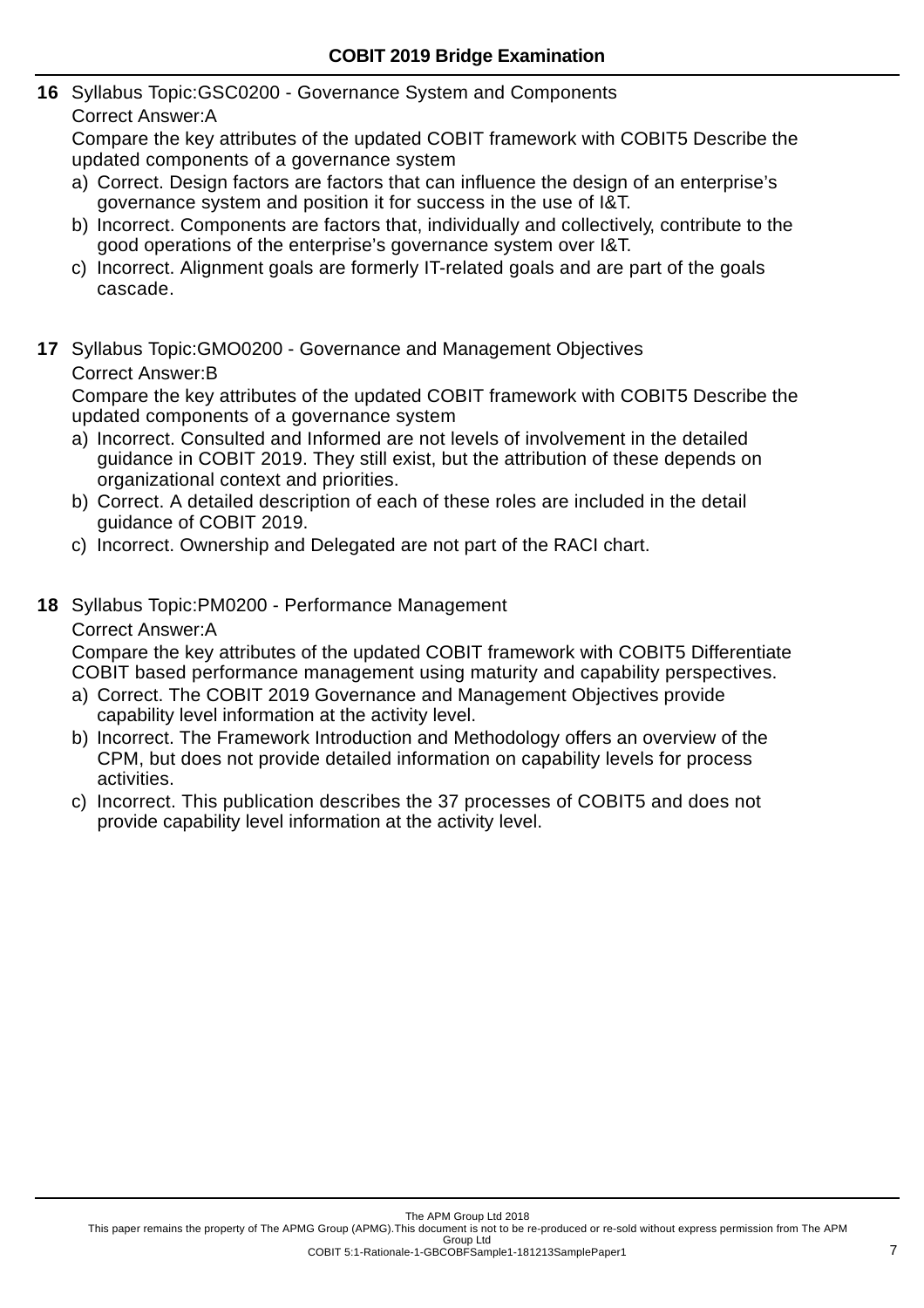**16** Syllabus Topic:GSC0200 - Governance System and Components

Correct Answer:A

Compare the key attributes of the updated COBIT framework with COBIT5 Describe the updated components of a governance system

a) Correct. Design factors are factors that can influence the design of an enterprise's governance system and position it for success in the use of I&T.

b) Incorrect. Components are factors that, individually and collectively, contribute to the good operations of the enterprise's governance system over I&T.

c) Incorrect. Alignment goals are formerly IT-related goals and are part of the goals cascade.

**17** Syllabus Topic:GMO0200 - Governance and Management Objectives

Correct Answer:B

Compare the key attributes of the updated COBIT framework with COBIT5 Describe the updated components of a governance system

a) Incorrect. Consulted and Informed are not levels of involvement in the detailed guidance in COBIT 2019. They still exist, but the attribution of these depends on organizational context and priorities.

b) Correct. A detailed description of each of these roles are included in the detail guidance of COBIT 2019.

c) Incorrect. Ownership and Delegated are not part of the RACI chart.

**18** Syllabus Topic:PM0200 - Performance Management

Correct Answer:A

Compare the key attributes of the updated COBIT framework with COBIT5 Differentiate COBIT based performance management using maturity and capability perspectives.

a) Correct. The COBIT 2019 Governance and Management Objectives provide capability level information at the activity level.

b) Incorrect. The Framework Introduction and Methodology offers an overview of the CPM, but does not provide detailed information on capability levels for process activities.

c) Incorrect. This publication describes the 37 processes of COBIT5 and does not provide capability level information at the activity level.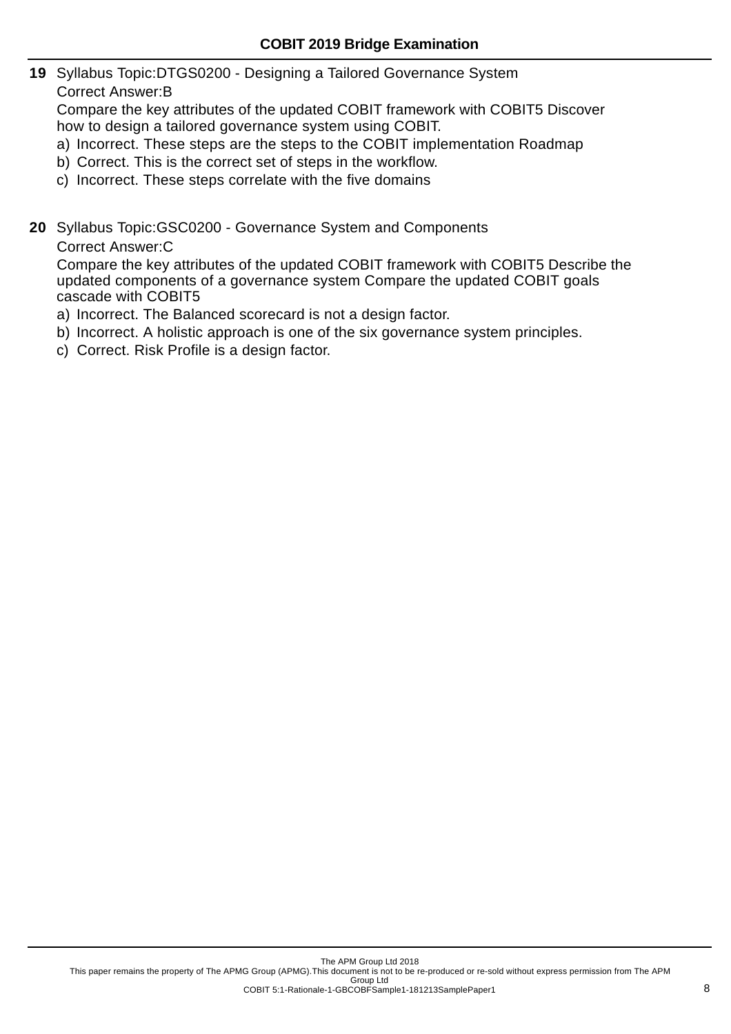**19** Syllabus Topic:DTGS0200 - Designing a Tailored Governance System

Correct Answer:B

Compare the key attributes of the updated COBIT framework with COBIT5 Discover how to design a tailored governance system using COBIT.

a) Incorrect. These steps are the steps to the COBIT implementation Roadmap
b) Correct. This is the correct set of steps in the workflow.
c) Incorrect. These steps correlate with the five domains

**20** Syllabus Topic:GSC0200 - Governance System and Components

Correct Answer:C

Compare the key attributes of the updated COBIT framework with COBIT5 Describe the updated components of a governance system Compare the updated COBIT goals cascade with COBIT5

a) Incorrect. The Balanced scorecard is not a design factor.
b) Incorrect. A holistic approach is one of the six governance system principles.
c) Correct. Risk Profile is a design factor.